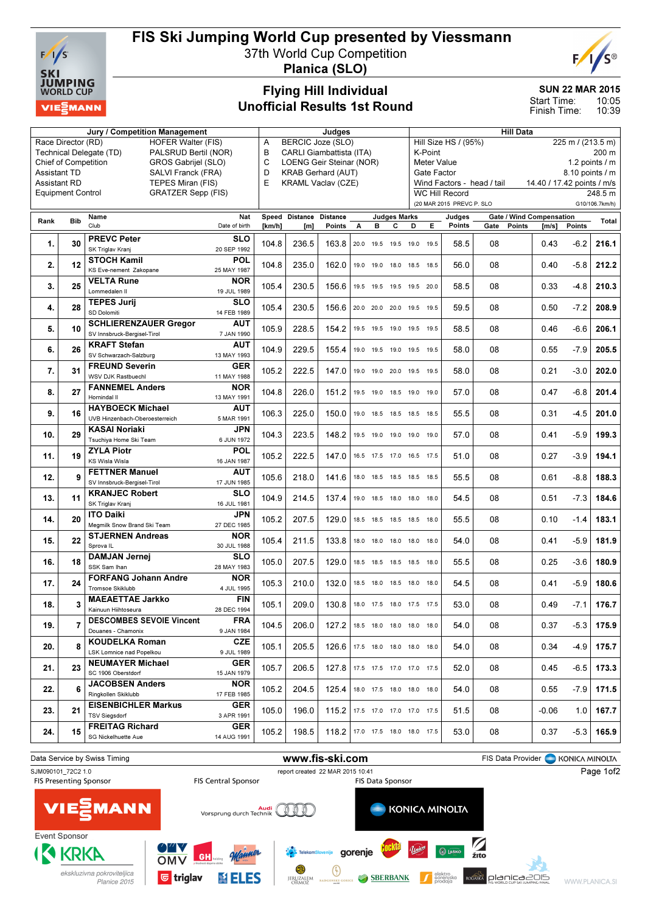# FIS Ski Jumping World Cup presented by Viessmann

## 37th World Cup Competition

## Planica (SLO)

### Flying Hill Individual
### Unofficial Results 1st Round

SUN 22 MAR 2015
Start Time: 10:05
Finish Time: 10:39

| Jury / Competition Management | | Judges | | Hill Data | |
|---|---|---|---|---|---|
| Race Director (RD) | HOFER Walter (FIS) | A | BERCIC Joze (SLO) | Hill Size HS / (95%) | 225 m / (213.5 m) |
| Technical Delegate (TD) | PALSRUD Bertil (NOR) | B | CARLI Giambattista (ITA) | K-Point | 200 m |
| Chief of Competition | GROS Gabrijel (SLO) | C | LOENG Geir Steinar (NOR) | Meter Value | 1.2 points / m |
| Assistant TD | SALVI Franck (FRA) | D | KRAB Gerhard (AUT) | Gate Factor | 8.10 points / m |
| Assistant RD | TEPES Miran (FIS) | E | KRAML Vaclav (CZE) | Wind Factors - head / tail | 14.40 / 17.42 points / m/s |
| Equipment Control | GRATZER Sepp (FIS) | | | WC Hill Record | 248.5 m |
| | | | | (20 MAR 2015 PREVC P. SLO | G10/106.7km/h) |

| Rank | Bib | Name / Club | Nat / Date of birth | Speed [km/h] | Distance [m] | Distance Points | A | B | C | D | E | Judges Points | Gate | Gate Points | Wind [m/s] | Wind Points | Total |
|---|---|---|---|---|---|---|---|---|---|---|---|---|---|---|---|---|---|
| 1. | 30 | PREVC Peter / SK Triglav Kranj | SLO / 20 SEP 1992 | 104.8 | 236.5 | 163.8 | 20.0 | 19.5 | 19.5 | 19.0 | 19.5 | 58.5 | 08 | | 0.43 | -6.2 | 216.1 |
| 2. | 12 | STOCH Kamil / KS Eve-nement Zakopane | POL / 25 MAY 1987 | 104.8 | 235.0 | 162.0 | 19.0 | 19.0 | 18.0 | 18.5 | 18.5 | 56.0 | 08 | | 0.40 | -5.8 | 212.2 |
| 3. | 25 | VELTA Rune / Lommedalen Il | NOR / 19 JUL 1989 | 105.4 | 230.5 | 156.6 | 19.5 | 19.5 | 19.5 | 19.5 | 20.0 | 58.5 | 08 | | 0.33 | -4.8 | 210.3 |
| 4. | 28 | TEPES Jurij / SD Dolomiti | SLO / 14 FEB 1989 | 105.4 | 230.5 | 156.6 | 20.0 | 20.0 | 20.0 | 19.5 | 19.5 | 59.5 | 08 | | 0.50 | -7.2 | 208.9 |
| 5. | 10 | SCHLIERENZAUER Gregor / SV Innsbruck-Bergisel-Tirol | AUT / 7 JAN 1990 | 105.9 | 228.5 | 154.2 | 19.5 | 19.5 | 19.0 | 19.5 | 19.5 | 58.5 | 08 | | 0.46 | -6.6 | 206.1 |
| 6. | 26 | KRAFT Stefan / SV Schwarzach-Salzburg | AUT / 13 MAY 1993 | 104.9 | 229.5 | 155.4 | 19.0 | 19.5 | 19.0 | 19.5 | 19.5 | 58.0 | 08 | | 0.55 | -7.9 | 205.5 |
| 7. | 31 | FREUND Severin / WSV DJK Rastbuechl | GER / 11 MAY 1988 | 105.2 | 222.5 | 147.0 | 19.0 | 19.0 | 20.0 | 19.5 | 19.5 | 58.0 | 08 | | 0.21 | -3.0 | 202.0 |
| 8. | 27 | FANNEMEL Anders / Hornindal Il | NOR / 13 MAY 1991 | 104.8 | 226.0 | 151.2 | 19.5 | 19.0 | 18.5 | 19.0 | 19.0 | 57.0 | 08 | | 0.47 | -6.8 | 201.4 |
| 9. | 16 | HAYBOECK Michael / UVB Hinzenbach-Oberoesterreich | AUT / 5 MAR 1991 | 106.3 | 225.0 | 150.0 | 19.0 | 18.5 | 18.5 | 18.5 | 18.5 | 55.5 | 08 | | 0.31 | -4.5 | 201.0 |
| 10. | 29 | KASAI Noriaki / Tsuchiya Home Ski Team | JPN / 6 JUN 1972 | 104.3 | 223.5 | 148.2 | 19.5 | 19.0 | 19.0 | 19.0 | 19.0 | 57.0 | 08 | | 0.41 | -5.9 | 199.3 |
| 11. | 19 | ZYLA Piotr / KS Wisla Wisla | POL / 16 JAN 1987 | 105.2 | 222.5 | 147.0 | 16.5 | 17.5 | 17.0 | 16.5 | 17.5 | 51.0 | 08 | | 0.27 | -3.9 | 194.1 |
| 12. | 9 | FETTNER Manuel / SV Innsbruck-Bergisel-Tirol | AUT / 17 JUN 1985 | 105.6 | 218.0 | 141.6 | 18.0 | 18.5 | 18.5 | 18.5 | 18.5 | 55.5 | 08 | | 0.61 | -8.8 | 188.3 |
| 13. | 11 | KRANJEC Robert / SK Triglav Kranj | SLO / 16 JUL 1981 | 104.9 | 214.5 | 137.4 | 19.0 | 18.5 | 18.0 | 18.0 | 18.0 | 54.5 | 08 | | 0.51 | -7.3 | 184.6 |
| 14. | 20 | ITO Daiki / Megmilk Snow Brand Ski Team | JPN / 27 DEC 1985 | 105.2 | 207.5 | 129.0 | 18.5 | 18.5 | 18.5 | 18.5 | 18.0 | 55.5 | 08 | | 0.10 | -1.4 | 183.1 |
| 15. | 22 | STJERNEN Andreas / Sprova IL | NOR / 30 JUL 1988 | 105.4 | 211.5 | 133.8 | 18.0 | 18.0 | 18.0 | 18.0 | 18.0 | 54.0 | 08 | | 0.41 | -5.9 | 181.9 |
| 16. | 18 | DAMJAN Jernej / SSK Sam Ihan | SLO / 28 MAY 1983 | 105.0 | 207.5 | 129.0 | 18.5 | 18.5 | 18.5 | 18.5 | 18.0 | 55.5 | 08 | | 0.25 | -3.6 | 180.9 |
| 17. | 24 | FORFANG Johann Andre / Tromsoe Skiklubb | NOR / 4 JUL 1995 | 105.3 | 210.0 | 132.0 | 18.5 | 18.0 | 18.5 | 18.0 | 18.0 | 54.5 | 08 | | 0.41 | -5.9 | 180.6 |
| 18. | 3 | MAEAETTAE Jarkko / Kainuun Hiihtoseura | FIN / 28 DEC 1994 | 105.1 | 209.0 | 130.8 | 18.0 | 17.5 | 18.0 | 17.5 | 17.5 | 53.0 | 08 | | 0.49 | -7.1 | 176.7 |
| 19. | 7 | DESCOMBES SEVOIE Vincent / Douanes - Chamonix | FRA / 9 JAN 1984 | 104.5 | 206.0 | 127.2 | 18.5 | 18.0 | 18.0 | 18.0 | 18.0 | 54.0 | 08 | | 0.37 | -5.3 | 175.9 |
| 20. | 8 | KOUDELKA Roman / LSK Lomnice nad Popelkou | CZE / 9 JUL 1989 | 105.1 | 205.5 | 126.6 | 17.5 | 18.0 | 18.0 | 18.0 | 18.0 | 54.0 | 08 | | 0.34 | -4.9 | 175.7 |
| 21. | 23 | NEUMAYER Michael / SC 1906 Oberstdorf | GER / 15 JAN 1979 | 105.7 | 206.5 | 127.8 | 17.5 | 17.5 | 17.0 | 17.0 | 17.5 | 52.0 | 08 | | 0.45 | -6.5 | 173.3 |
| 22. | 6 | JACOBSEN Anders / Ringkollen Skiklubb | NOR / 17 FEB 1985 | 105.2 | 204.5 | 125.4 | 18.0 | 17.5 | 18.0 | 18.0 | 18.0 | 54.0 | 08 | | 0.55 | -7.9 | 171.5 |
| 23. | 21 | EISENBICHLER Markus / TSV Siegsdorf | GER / 3 APR 1991 | 105.0 | 196.0 | 115.2 | 17.5 | 17.0 | 17.0 | 17.0 | 17.5 | 51.5 | 08 | | -0.06 | 1.0 | 167.7 |
| 24. | 15 | FREITAG Richard / SG Nickelhuette Aue | GER / 14 AUG 1991 | 105.2 | 198.5 | 118.2 | 17.0 | 17.5 | 18.0 | 18.0 | 17.5 | 53.0 | 08 | | 0.37 | -5.3 | 165.9 |

Data Service by Swiss Timing — www.fis-ski.com — FIS Data Provider KONICA MINOLTA

SJM090101_72C2 1.0 — report created 22 MAR 2015 10:41

FIS Presenting Sponsor: VIESSMANN — FIS Central Sponsor: Audi Vorsprung durch Technik — FIS Data Sponsor: KONICA MINOLTA

Event Sponsor: KRKA ekskluzivna pokroviteljica Planica 2015 — OMV — GH holding — Wanner — triglav — ELES — Telekom Slovenije — gorenje — Cockta — Union — Laško — Žito — Jeruzalem Ormož — Radgonske gorice — SBERBANK — elektro gorenjska prodaja — Rogaška — planica2015 — WWW.PLANICA.SI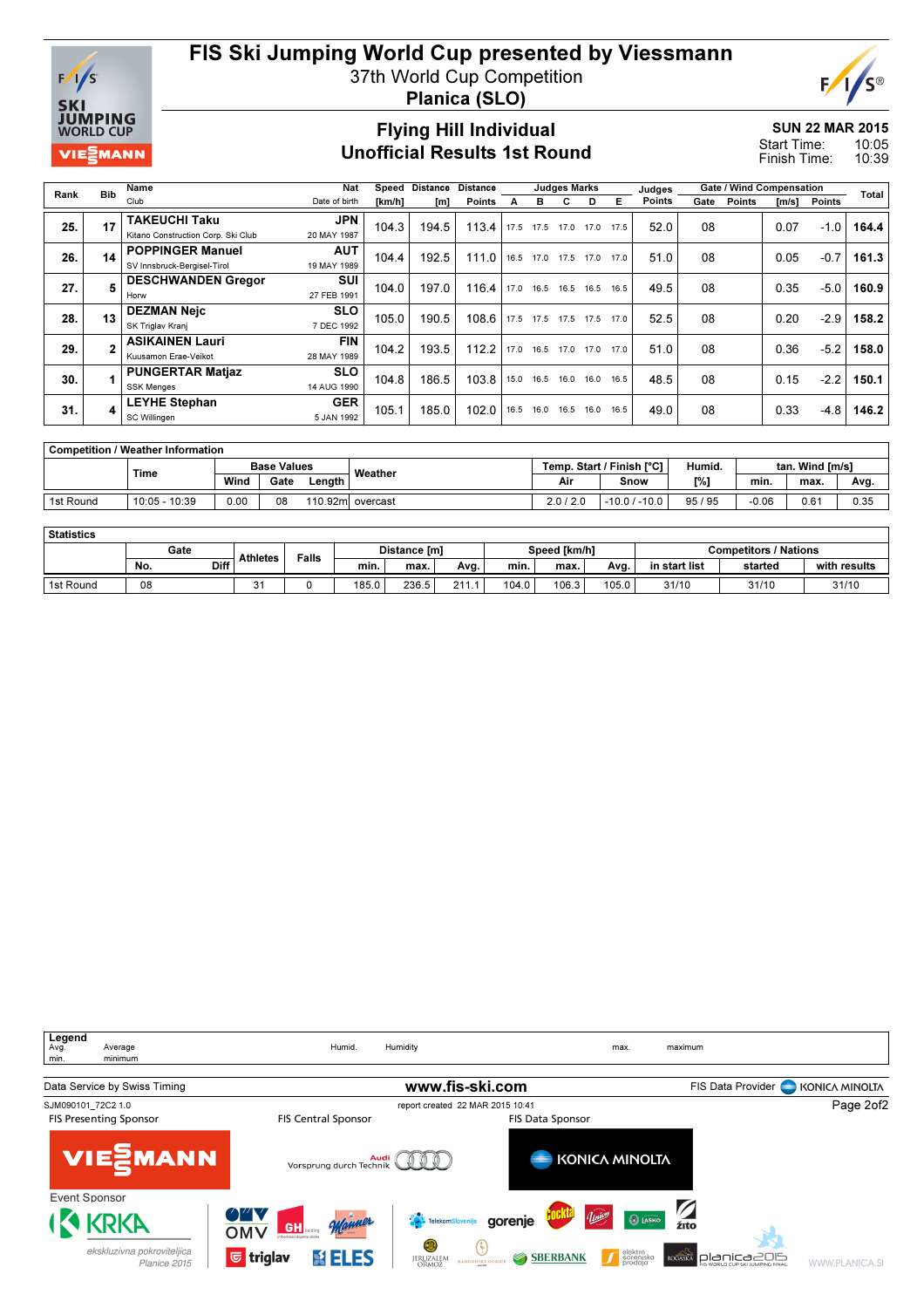# FIS Ski Jumping World Cup presented by Viessmann

37th World Cup Competition

**Planica (SLO)**

## Flying Hill Individual
## Unofficial Results 1st Round

SUN 22 MAR 2015
Start Time: 10:05
Finish Time: 10:39

| Rank | Bib | Name / Club | Nat / Date of birth | Speed [km/h] | Distance [m] | Distance Points | A | B | C | D | E | Judges Points | Gate | Points | [m/s] | Points | Total |
|---|---|---|---|---|---|---|---|---|---|---|---|---|---|---|---|---|---|
| 25. | 17 | **TAKEUCHI Taku** Kitano Construction Corp. Ski Club | JPN 20 MAY 1987 | 104.3 | 194.5 | 113.4 | 17.5 | 17.5 | 17.0 | 17.0 | 17.5 | 52.0 | 08 | | 0.07 | -1.0 | 164.4 |
| 26. | 14 | **POPPINGER Manuel** SV Innsbruck-Bergisel-Tirol | AUT 19 MAY 1989 | 104.4 | 192.5 | 111.0 | 16.5 | 17.0 | 17.5 | 17.0 | 17.0 | 51.0 | 08 | | 0.05 | -0.7 | 161.3 |
| 27. | 5 | **DESCHWANDEN Gregor** Horw | SUI 27 FEB 1991 | 104.0 | 197.0 | 116.4 | 17.0 | 16.5 | 16.5 | 16.5 | 16.5 | 49.5 | 08 | | 0.35 | -5.0 | 160.9 |
| 28. | 13 | **DEZMAN Nejc** SK Triglav Kranj | SLO 7 DEC 1992 | 105.0 | 190.5 | 108.6 | 17.5 | 17.5 | 17.5 | 17.5 | 17.0 | 52.5 | 08 | | 0.20 | -2.9 | 158.2 |
| 29. | 2 | **ASIKAINEN Lauri** Kuusamon Erae-Veikot | FIN 28 MAY 1989 | 104.2 | 193.5 | 112.2 | 17.0 | 16.5 | 17.0 | 17.0 | 17.0 | 51.0 | 08 | | 0.36 | -5.2 | 158.0 |
| 30. | 1 | **PUNGERTAR Matjaz** SSK Menges | SLO 14 AUG 1990 | 104.8 | 186.5 | 103.8 | 15.0 | 16.5 | 16.0 | 16.0 | 16.5 | 48.5 | 08 | | 0.15 | -2.2 | 150.1 |
| 31. | 4 | **LEYHE Stephan** SC Willingen | GER 5 JAN 1992 | 105.1 | 185.0 | 102.0 | 16.5 | 16.0 | 16.5 | 16.0 | 16.5 | 49.0 | 08 | | 0.33 | -4.8 | 146.2 |

### Competition / Weather Information

| | Time | Base Values Wind | Base Values Gate | Base Values Length | Weather | Temp. Start / Finish [°C] Air | Temp. Snow | Humid. [%] | tan. Wind [m/s] min. | max. | Avg. |
|---|---|---|---|---|---|---|---|---|---|---|---|
| 1st Round | 10:05 - 10:39 | 0.00 | 08 | 110.92m | overcast | 2.0 / 2.0 | -10.0 / -10.0 | 95 / 95 | -0.06 | 0.61 | 0.35 |

### Statistics

| | Gate No. | Gate Diff | Athletes | Falls | Distance [m] min. | max. | Avg. | Speed [km/h] min. | max. | Avg. | Competitors / Nations in start list | started | with results |
|---|---|---|---|---|---|---|---|---|---|---|---|---|---|
| 1st Round | 08 | | 31 | 0 | 185.0 | 236.5 | 211.1 | 104.0 | 106.3 | 105.0 | 31/10 | 31/10 | 31/10 |

**Legend**
Avg. Average
min. minimum
Humid. Humidity
max. maximum

Data Service by Swiss Timing
www.fis-ski.com
FIS Data Provider KONICA MINOLTA
SJM090101_72C2 1.0
report created 22 MAR 2015 10:41